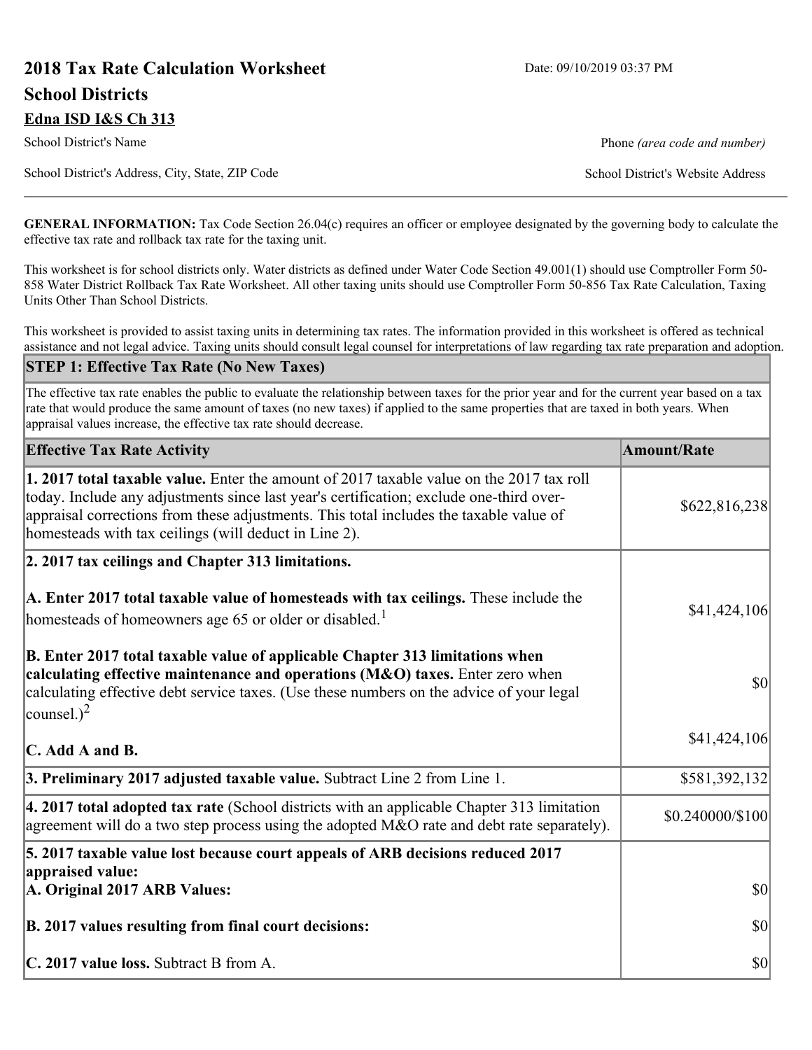# 2018 Tax Rate Calculation Worksheet

Date: 09/10/2019 03:37 PM

## School Districts

**Edna ISD I&S Ch 313**

School District's Name

Phone *(area code and number)*

School District's Address, City, State, ZIP Code

School District's Website Address

**GENERAL INFORMATION:** Tax Code Section 26.04(c) requires an officer or employee designated by the governing body to calculate the effective tax rate and rollback tax rate for the taxing unit.

This worksheet is for school districts only. Water districts as defined under Water Code Section 49.001(1) should use Comptroller Form 50-858 Water District Rollback Tax Rate Worksheet. All other taxing units should use Comptroller Form 50-856 Tax Rate Calculation, Taxing Units Other Than School Districts.

This worksheet is provided to assist taxing units in determining tax rates. The information provided in this worksheet is offered as technical assistance and not legal advice. Taxing units should consult legal counsel for interpretations of law regarding tax rate preparation and adoption.

### STEP 1: Effective Tax Rate (No New Taxes)

The effective tax rate enables the public to evaluate the relationship between taxes for the prior year and for the current year based on a tax rate that would produce the same amount of taxes (no new taxes) if applied to the same properties that are taxed in both years. When appraisal values increase, the effective tax rate should decrease.

| Effective Tax Rate Activity | Amount/Rate |
|---|---|
| **1. 2017 total taxable value.** Enter the amount of 2017 taxable value on the 2017 tax roll today. Include any adjustments since last year's certification; exclude one-third over-appraisal corrections from these adjustments. This total includes the taxable value of homesteads with tax ceilings (will deduct in Line 2). | $622,816,238 |
| **2. 2017 tax ceilings and Chapter 313 limitations.** | |
| **A. Enter 2017 total taxable value of homesteads with tax ceilings.** These include the homesteads of homeowners age 65 or older or disabled.[1] | $41,424,106 |
| **B. Enter 2017 total taxable value of applicable Chapter 313 limitations when calculating effective maintenance and operations (M&O) taxes.** Enter zero when calculating effective debt service taxes. (Use these numbers on the advice of your legal counsel.)[2] | $0 |
| **C. Add A and B.** | $41,424,106 |
| **3. Preliminary 2017 adjusted taxable value.** Subtract Line 2 from Line 1. | $581,392,132 |
| **4. 2017 total adopted tax rate** (School districts with an applicable Chapter 313 limitation agreement will do a two step process using the adopted M&O rate and debt rate separately). | $0.240000/$100 |
| **5. 2017 taxable value lost because court appeals of ARB decisions reduced 2017 appraised value:** | |
| **A. Original 2017 ARB Values:** | $0 |
| **B. 2017 values resulting from final court decisions:** | $0 |
| **C. 2017 value loss.** Subtract B from A. | $0 |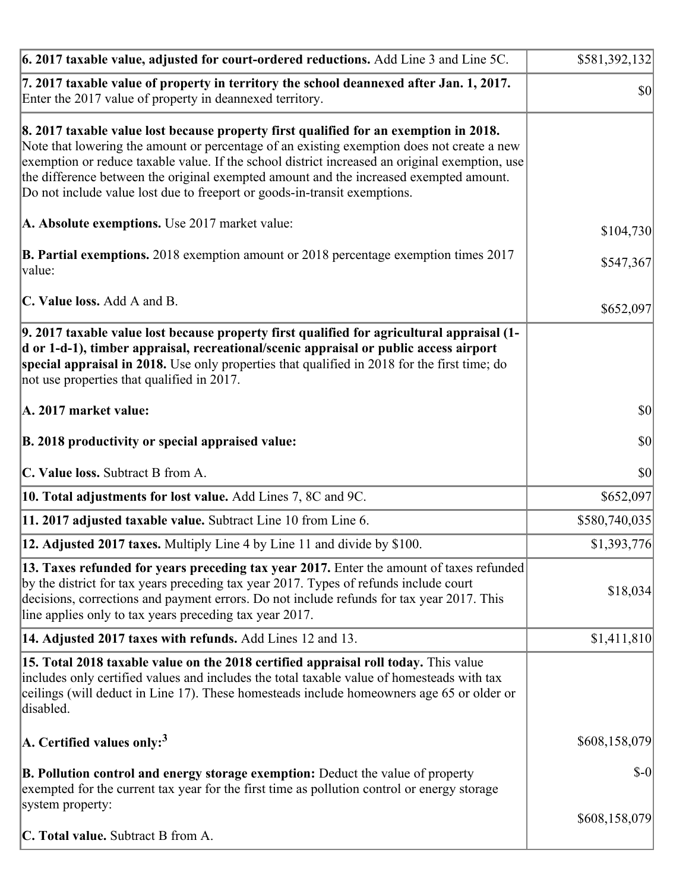| | |
|---|---|
| **6. 2017 taxable value, adjusted for court-ordered reductions.** Add Line 3 and Line 5C. | $581,392,132 |
| **7. 2017 taxable value of property in territory the school deannexed after Jan. 1, 2017.** Enter the 2017 value of property in deannexed territory. | $0 |
| **8. 2017 taxable value lost because property first qualified for an exemption in 2018.** Note that lowering the amount or percentage of an existing exemption does not create a new exemption or reduce taxable value. If the school district increased an original exemption, use the difference between the original exempted amount and the increased exempted amount. Do not include value lost due to freeport or goods-in-transit exemptions.<br><br>**A. Absolute exemptions.** Use 2017 market value:<br><br>**B. Partial exemptions.** 2018 exemption amount or 2018 percentage exemption times 2017 value:<br><br>**C. Value loss.** Add A and B. | <br><br><br><br><br>$104,730<br><br>$547,367<br><br>$652,097 |
| **9. 2017 taxable value lost because property first qualified for agricultural appraisal (1-d or 1-d-1), timber appraisal, recreational/scenic appraisal or public access airport special appraisal in 2018.** Use only properties that qualified in 2018 for the first time; do not use properties that qualified in 2017.<br><br>**A. 2017 market value:**<br><br>**B. 2018 productivity or special appraised value:**<br><br>**C. Value loss.** Subtract B from A. | <br><br><br><br>$0<br><br>$0<br><br>$0 |
| **10. Total adjustments for lost value.** Add Lines 7, 8C and 9C. | $652,097 |
| **11. 2017 adjusted taxable value.** Subtract Line 10 from Line 6. | $580,740,035 |
| **12. Adjusted 2017 taxes.** Multiply Line 4 by Line 11 and divide by $100. | $1,393,776 |
| **13. Taxes refunded for years preceding tax year 2017.** Enter the amount of taxes refunded by the district for tax years preceding tax year 2017. Types of refunds include court decisions, corrections and payment errors. Do not include refunds for tax year 2017. This line applies only to tax years preceding tax year 2017. | $18,034 |
| **14. Adjusted 2017 taxes with refunds.** Add Lines 12 and 13. | $1,411,810 |
| **15. Total 2018 taxable value on the 2018 certified appraisal roll today.** This value includes only certified values and includes the total taxable value of homesteads with tax ceilings (will deduct in Line 17). These homesteads include homeowners age 65 or older or disabled.<br><br>**A. Certified values only:**[3]<br><br>**B. Pollution control and energy storage exemption:** Deduct the value of property exempted for the current tax year for the first time as pollution control or energy storage system property:<br><br>**C. Total value.** Subtract B from A. | <br><br><br><br>$608,158,079<br><br>$-0<br><br>$608,158,079 |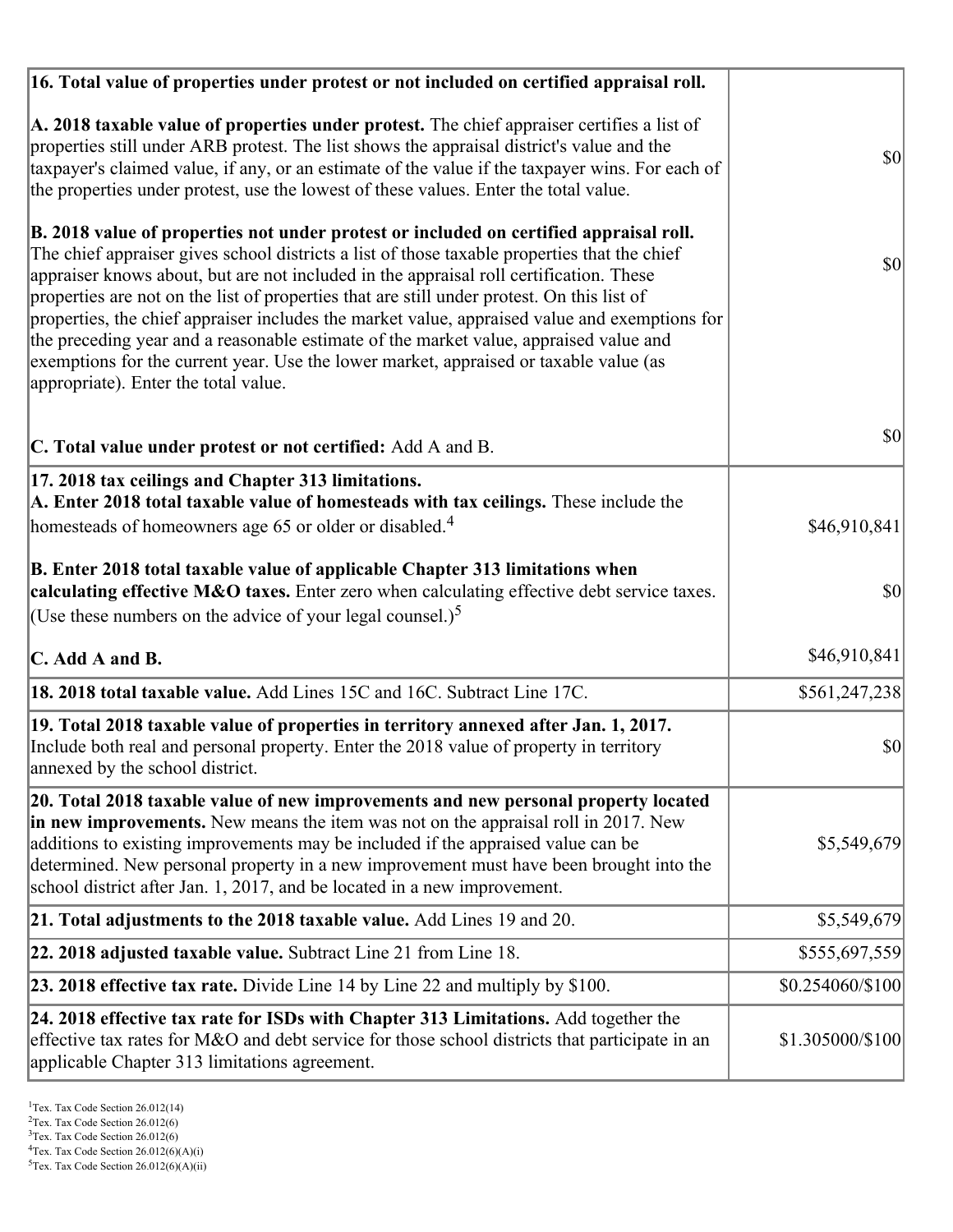| | |
|---|---|
| **16. Total value of properties under protest or not included on certified appraisal roll.** | |
| **A. 2018 taxable value of properties under protest.** The chief appraiser certifies a list of properties still under ARB protest. The list shows the appraisal district's value and the taxpayer's claimed value, if any, or an estimate of the value if the taxpayer wins. For each of the properties under protest, use the lowest of these values. Enter the total value. | $0 |
| **B. 2018 value of properties not under protest or included on certified appraisal roll.** The chief appraiser gives school districts a list of those taxable properties that the chief appraiser knows about, but are not included in the appraisal roll certification. These properties are not on the list of properties that are still under protest. On this list of properties, the chief appraiser includes the market value, appraised value and exemptions for the preceding year and a reasonable estimate of the market value, appraised value and exemptions for the current year. Use the lower market, appraised or taxable value (as appropriate). Enter the total value. | $0 |
| **C. Total value under protest or not certified:** Add A and B. | $0 |
| **17. 2018 tax ceilings and Chapter 313 limitations.** | |
| **A. Enter 2018 total taxable value of homesteads with tax ceilings.** These include the homesteads of homeowners age 65 or older or disabled.[4] | $46,910,841 |
| **B. Enter 2018 total taxable value of applicable Chapter 313 limitations when calculating effective M&O taxes.** Enter zero when calculating effective debt service taxes. (Use these numbers on the advice of your legal counsel.)[5] | $0 |
| **C. Add A and B.** | $46,910,841 |
| **18. 2018 total taxable value.** Add Lines 15C and 16C. Subtract Line 17C. | $561,247,238 |
| **19. Total 2018 taxable value of properties in territory annexed after Jan. 1, 2017.** Include both real and personal property. Enter the 2018 value of property in territory annexed by the school district. | $0 |
| **20. Total 2018 taxable value of new improvements and new personal property located in new improvements.** New means the item was not on the appraisal roll in 2017. New additions to existing improvements may be included if the appraised value can be determined. New personal property in a new improvement must have been brought into the school district after Jan. 1, 2017, and be located in a new improvement. | $5,549,679 |
| **21. Total adjustments to the 2018 taxable value.** Add Lines 19 and 20. | $5,549,679 |
| **22. 2018 adjusted taxable value.** Subtract Line 21 from Line 18. | $555,697,559 |
| **23. 2018 effective tax rate.** Divide Line 14 by Line 22 and multiply by $100. | $0.254060/$100 |
| **24. 2018 effective tax rate for ISDs with Chapter 313 Limitations.** Add together the effective tax rates for M&O and debt service for those school districts that participate in an applicable Chapter 313 limitations agreement. | $1.305000/$100 |

[1]Tex. Tax Code Section 26.012(14)
[2]Tex. Tax Code Section 26.012(6)
[3]Tex. Tax Code Section 26.012(6)
[4]Tex. Tax Code Section 26.012(6)(A)(i)
[5]Tex. Tax Code Section 26.012(6)(A)(ii)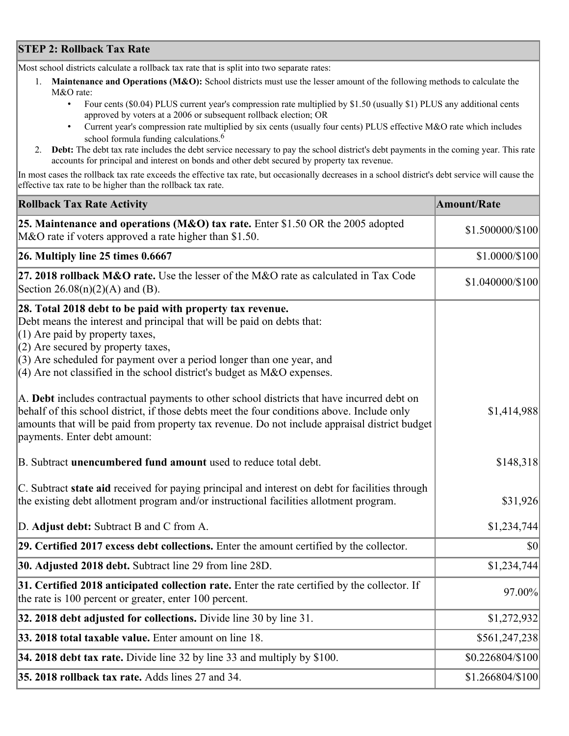## STEP 2: Rollback Tax Rate

Most school districts calculate a rollback tax rate that is split into two separate rates:

1. **Maintenance and Operations (M&O):** School districts must use the lesser amount of the following methods to calculate the M&O rate:
   - Four cents ($0.04) PLUS current year's compression rate multiplied by $1.50 (usually $1) PLUS any additional cents approved by voters at a 2006 or subsequent rollback election; OR
   - Current year's compression rate multiplied by six cents (usually four cents) PLUS effective M&O rate which includes school formula funding calculations.[6]
2. **Debt:** The debt tax rate includes the debt service necessary to pay the school district's debt payments in the coming year. This rate accounts for principal and interest on bonds and other debt secured by property tax revenue.

In most cases the rollback tax rate exceeds the effective tax rate, but occasionally decreases in a school district's debt service will cause the effective tax rate to be higher than the rollback tax rate.

| Rollback Tax Rate Activity | Amount/Rate |
|---|---|
| **25. Maintenance and operations (M&O) tax rate.** Enter $1.50 OR the 2005 adopted M&O rate if voters approved a rate higher than $1.50. | $1.500000/$100 |
| **26. Multiply line 25 times 0.6667** | $1.0000/$100 |
| **27. 2018 rollback M&O rate.** Use the lesser of the M&O rate as calculated in Tax Code Section 26.08(n)(2)(A) and (B). | $1.040000/$100 |
| **28. Total 2018 debt to be paid with property tax revenue.**<br>Debt means the interest and principal that will be paid on debts that:<br>(1) Are paid by property taxes,<br>(2) Are secured by property taxes,<br>(3) Are scheduled for payment over a period longer than one year, and<br>(4) Are not classified in the school district's budget as M&O expenses.<br><br>A. **Debt** includes contractual payments to other school districts that have incurred debt on behalf of this school district, if those debts meet the four conditions above. Include only amounts that will be paid from property tax revenue. Do not include appraisal district budget payments. Enter debt amount:<br><br>B. Subtract **unencumbered fund amount** used to reduce total debt.<br><br>C. Subtract **state aid** received for paying principal and interest on debt for facilities through the existing debt allotment program and/or instructional facilities allotment program.<br><br>D. **Adjust debt:** Subtract B and C from A. | <br><br><br><br><br><br><br>$1,414,988<br><br>$148,318<br><br>$31,926<br><br>$1,234,744 |
| **29. Certified 2017 excess debt collections.** Enter the amount certified by the collector. | $0 |
| **30. Adjusted 2018 debt.** Subtract line 29 from line 28D. | $1,234,744 |
| **31. Certified 2018 anticipated collection rate.** Enter the rate certified by the collector. If the rate is 100 percent or greater, enter 100 percent. | 97.00% |
| **32. 2018 debt adjusted for collections.** Divide line 30 by line 31. | $1,272,932 |
| **33. 2018 total taxable value.** Enter amount on line 18. | $561,247,238 |
| **34. 2018 debt tax rate.** Divide line 32 by line 33 and multiply by $100. | $0.226804/$100 |
| **35. 2018 rollback tax rate.** Adds lines 27 and 34. | $1.266804/$100 |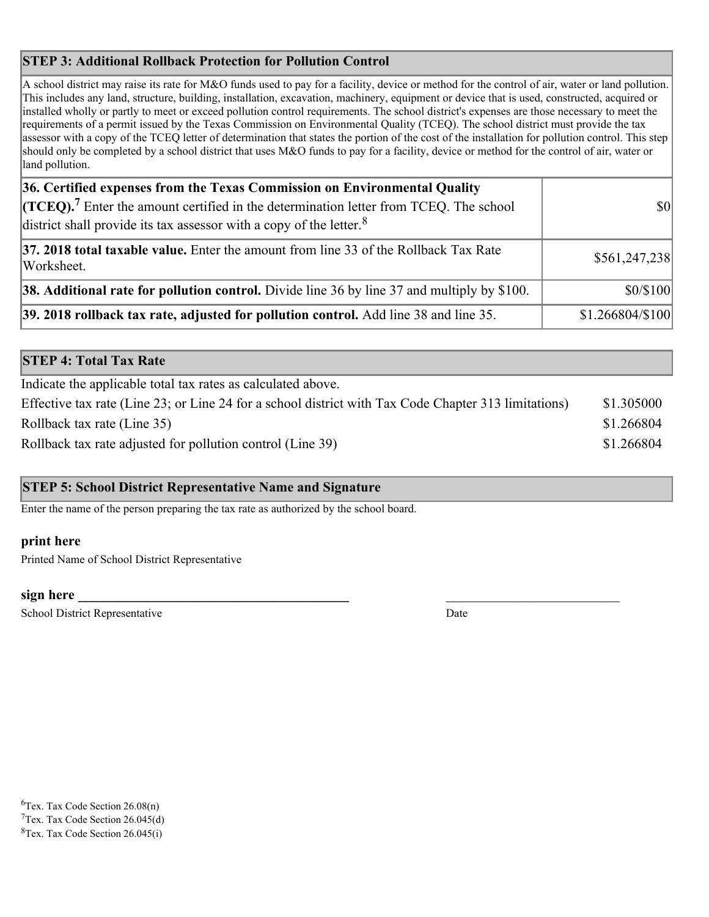## STEP 3: Additional Rollback Protection for Pollution Control

A school district may raise its rate for M&O funds used to pay for a facility, device or method for the control of air, water or land pollution. This includes any land, structure, building, installation, excavation, machinery, equipment or device that is used, constructed, acquired or installed wholly or partly to meet or exceed pollution control requirements. The school district's expenses are those necessary to meet the requirements of a permit issued by the Texas Commission on Environmental Quality (TCEQ). The school district must provide the tax assessor with a copy of the TCEQ letter of determination that states the portion of the cost of the installation for pollution control. This step should only be completed by a school district that uses M&O funds to pay for a facility, device or method for the control of air, water or land pollution.

| | |
|---|---|
| **36. Certified expenses from the Texas Commission on Environmental Quality (TCEQ).**[7] Enter the amount certified in the determination letter from TCEQ. The school district shall provide its tax assessor with a copy of the letter.[8] | $0 |
| **37. 2018 total taxable value.** Enter the amount from line 33 of the Rollback Tax Rate Worksheet. | $561,247,238 |
| **38. Additional rate for pollution control.** Divide line 36 by line 37 and multiply by $100. | $0/$100 |
| **39. 2018 rollback tax rate, adjusted for pollution control.** Add line 38 and line 35. | $1.266804/$100 |

## STEP 4: Total Tax Rate

Indicate the applicable total tax rates as calculated above.

| | |
|---|---|
| Effective tax rate (Line 23; or Line 24 for a school district with Tax Code Chapter 313 limitations) | $1.305000 |
| Rollback tax rate (Line 35) | $1.266804 |
| Rollback tax rate adjusted for pollution control (Line 39) | $1.266804 |

## STEP 5: School District Representative Name and Signature

Enter the name of the person preparing the tax rate as authorized by the school board.

**print here**

Printed Name of School District Representative

**sign here** ________________________________________ ____________________________

School District Representative Date

[6]Tex. Tax Code Section 26.08(n)
[7]Tex. Tax Code Section 26.045(d)
[8]Tex. Tax Code Section 26.045(i)